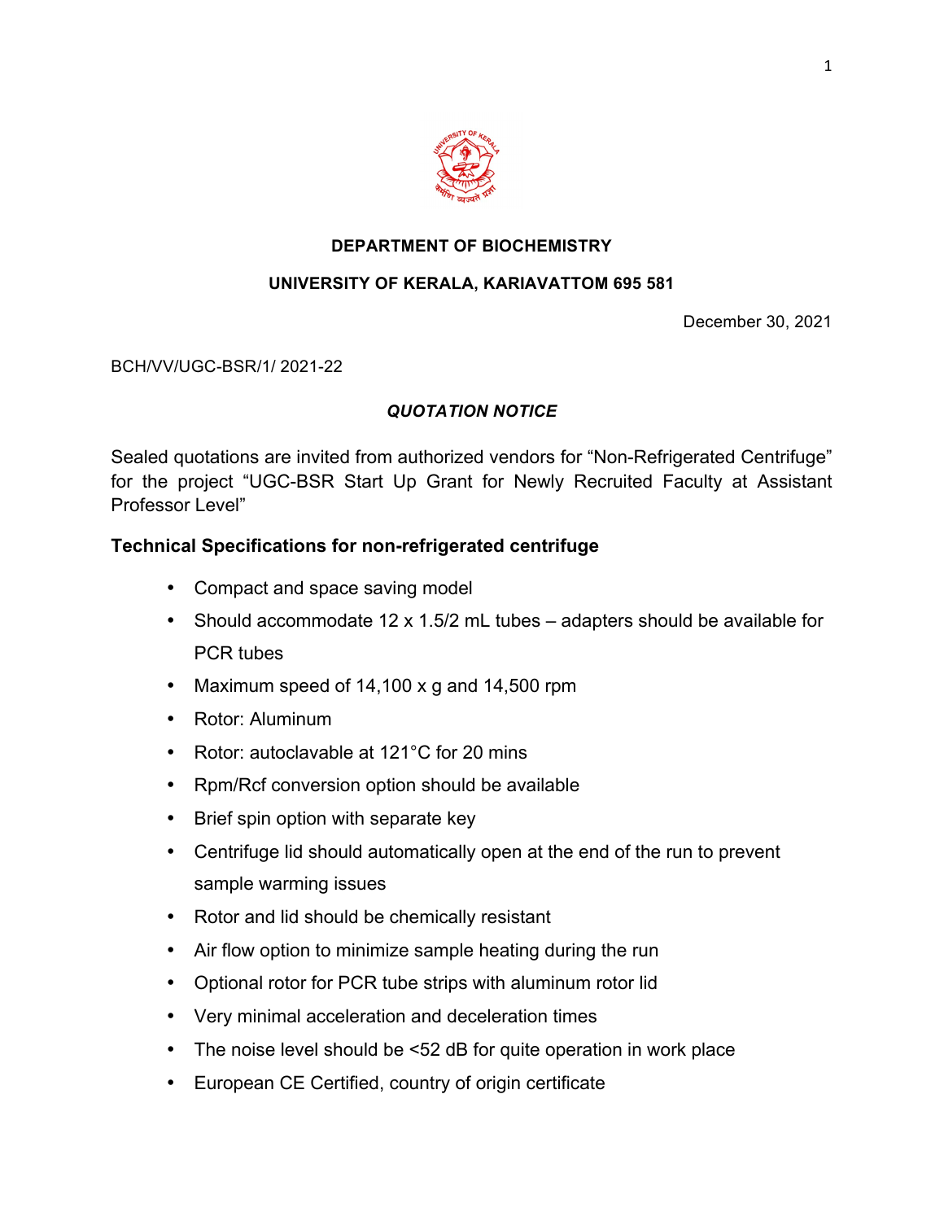**DEPARTMENT OF BIOCHEMISTRY**

**UNIVERSITY OF KERALA, KARIAVATTOM 695 581**

December 30, 2021

BCH/VV/UGC-BSR/1/ 2021-22

***QUOTATION NOTICE***

Sealed quotations are invited from authorized vendors for "Non-Refrigerated Centrifuge" for the project "UGC-BSR Start Up Grant for Newly Recruited Faculty at Assistant Professor Level"

**Technical Specifications for non-refrigerated centrifuge**

- Compact and space saving model
- Should accommodate 12 x 1.5/2 mL tubes – adapters should be available for PCR tubes
- Maximum speed of 14,100 x g and 14,500 rpm
- Rotor: Aluminum
- Rotor: autoclavable at 121°C for 20 mins
- Rpm/Rcf conversion option should be available
- Brief spin option with separate key
- Centrifuge lid should automatically open at the end of the run to prevent sample warming issues
- Rotor and lid should be chemically resistant
- Air flow option to minimize sample heating during the run
- Optional rotor for PCR tube strips with aluminum rotor lid
- Very minimal acceleration and deceleration times
- The noise level should be <52 dB for quite operation in work place
- European CE Certified, country of origin certificate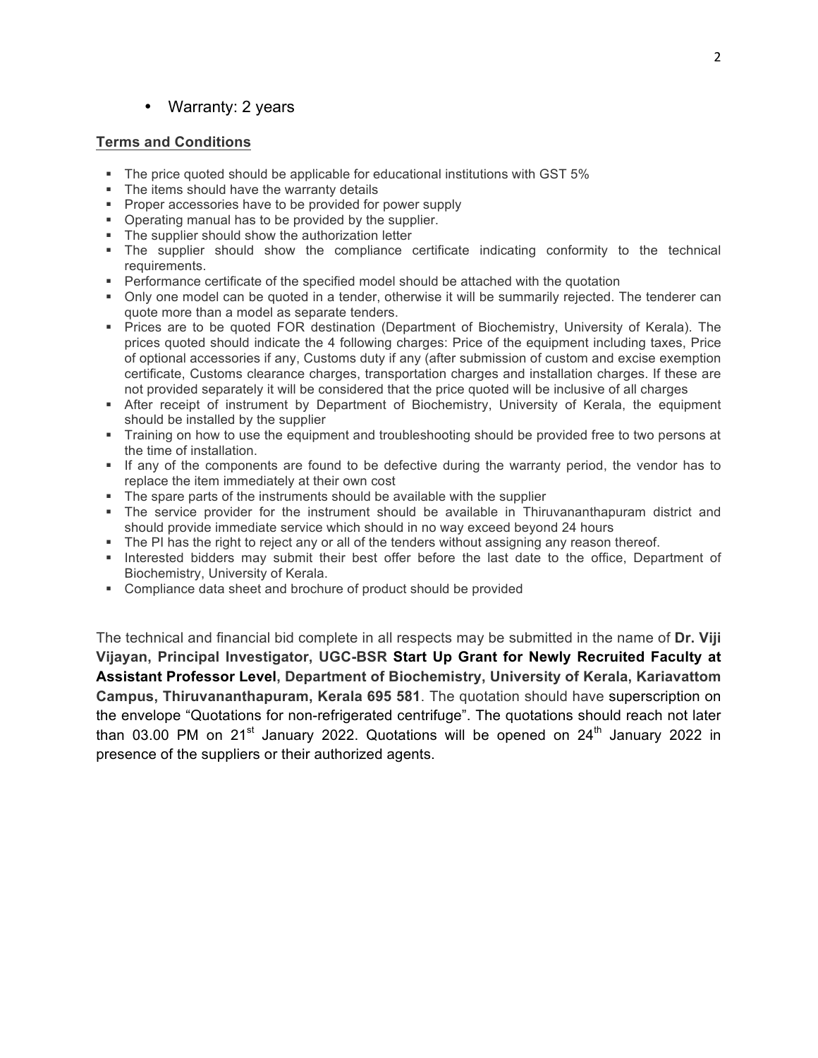- Warranty: 2 years

**Terms and Conditions**

- The price quoted should be applicable for educational institutions with GST 5%
- The items should have the warranty details
- Proper accessories have to be provided for power supply
- Operating manual has to be provided by the supplier.
- The supplier should show the authorization letter
- The supplier should show the compliance certificate indicating conformity to the technical requirements.
- Performance certificate of the specified model should be attached with the quotation
- Only one model can be quoted in a tender, otherwise it will be summarily rejected. The tenderer can quote more than a model as separate tenders.
- Prices are to be quoted FOR destination (Department of Biochemistry, University of Kerala). The prices quoted should indicate the 4 following charges: Price of the equipment including taxes, Price of optional accessories if any, Customs duty if any (after submission of custom and excise exemption certificate, Customs clearance charges, transportation charges and installation charges. If these are not provided separately it will be considered that the price quoted will be inclusive of all charges
- After receipt of instrument by Department of Biochemistry, University of Kerala, the equipment should be installed by the supplier
- Training on how to use the equipment and troubleshooting should be provided free to two persons at the time of installation.
- If any of the components are found to be defective during the warranty period, the vendor has to replace the item immediately at their own cost
- The spare parts of the instruments should be available with the supplier
- The service provider for the instrument should be available in Thiruvananthapuram district and should provide immediate service which should in no way exceed beyond 24 hours
- The PI has the right to reject any or all of the tenders without assigning any reason thereof.
- Interested bidders may submit their best offer before the last date to the office, Department of Biochemistry, University of Kerala.
- Compliance data sheet and brochure of product should be provided

The technical and financial bid complete in all respects may be submitted in the name of **Dr. Viji Vijayan, Principal Investigator, UGC-BSR Start Up Grant for Newly Recruited Faculty at Assistant Professor Level, Department of Biochemistry, University of Kerala, Kariavattom Campus, Thiruvananthapuram, Kerala 695 581**. The quotation should have superscription on the envelope "Quotations for non-refrigerated centrifuge". The quotations should reach not later than 03.00 PM on 21st January 2022. Quotations will be opened on 24th January 2022 in presence of the suppliers or their authorized agents.